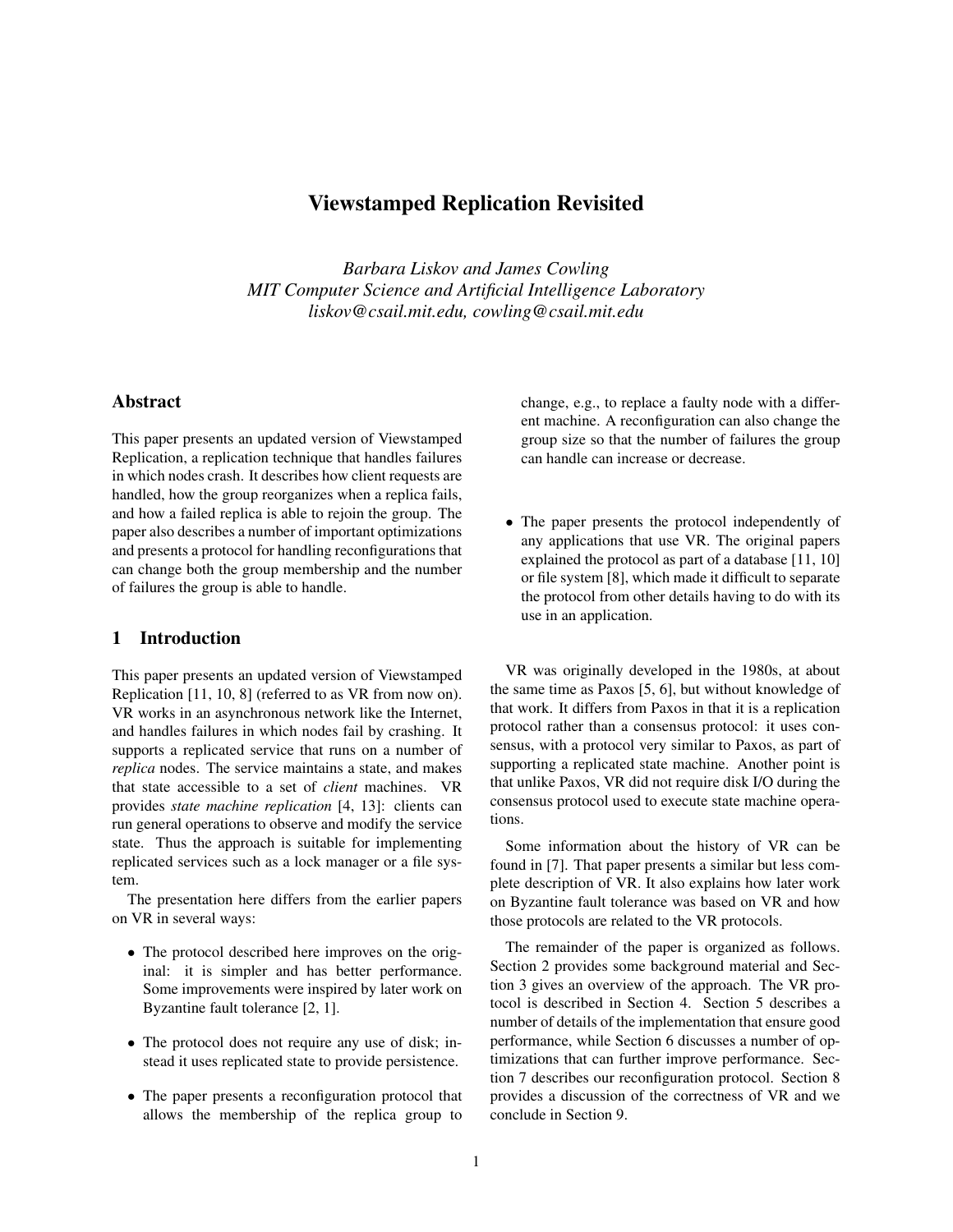# Viewstamped Replication Revisited

*Barbara Liskov and James Cowling*
*MIT Computer Science and Artificial Intelligence Laboratory*
*liskov@csail.mit.edu, cowling@csail.mit.edu*

## Abstract

This paper presents an updated version of Viewstamped Replication, a replication technique that handles failures in which nodes crash. It describes how client requests are handled, how the group reorganizes when a replica fails, and how a failed replica is able to rejoin the group. The paper also describes a number of important optimizations and presents a protocol for handling reconfigurations that can change both the group membership and the number of failures the group is able to handle.

## 1 Introduction

This paper presents an updated version of Viewstamped Replication [11, 10, 8] (referred to as VR from now on). VR works in an asynchronous network like the Internet, and handles failures in which nodes fail by crashing. It supports a replicated service that runs on a number of *replica* nodes. The service maintains a state, and makes that state accessible to a set of *client* machines. VR provides *state machine replication* [4, 13]: clients can run general operations to observe and modify the service state. Thus the approach is suitable for implementing replicated services such as a lock manager or a file system.

The presentation here differs from the earlier papers on VR in several ways:

- The protocol described here improves on the original: it is simpler and has better performance. Some improvements were inspired by later work on Byzantine fault tolerance [2, 1].
- The protocol does not require any use of disk; instead it uses replicated state to provide persistence.
- The paper presents a reconfiguration protocol that allows the membership of the replica group to change, e.g., to replace a faulty node with a different machine. A reconfiguration can also change the group size so that the number of failures the group can handle can increase or decrease.
- The paper presents the protocol independently of any applications that use VR. The original papers explained the protocol as part of a database [11, 10] or file system [8], which made it difficult to separate the protocol from other details having to do with its use in an application.

VR was originally developed in the 1980s, at about the same time as Paxos [5, 6], but without knowledge of that work. It differs from Paxos in that it is a replication protocol rather than a consensus protocol: it uses consensus, with a protocol very similar to Paxos, as part of supporting a replicated state machine. Another point is that unlike Paxos, VR did not require disk I/O during the consensus protocol used to execute state machine operations.

Some information about the history of VR can be found in [7]. That paper presents a similar but less complete description of VR. It also explains how later work on Byzantine fault tolerance was based on VR and how those protocols are related to the VR protocols.

The remainder of the paper is organized as follows. Section 2 provides some background material and Section 3 gives an overview of the approach. The VR protocol is described in Section 4. Section 5 describes a number of details of the implementation that ensure good performance, while Section 6 discusses a number of optimizations that can further improve performance. Section 7 describes our reconfiguration protocol. Section 8 provides a discussion of the correctness of VR and we conclude in Section 9.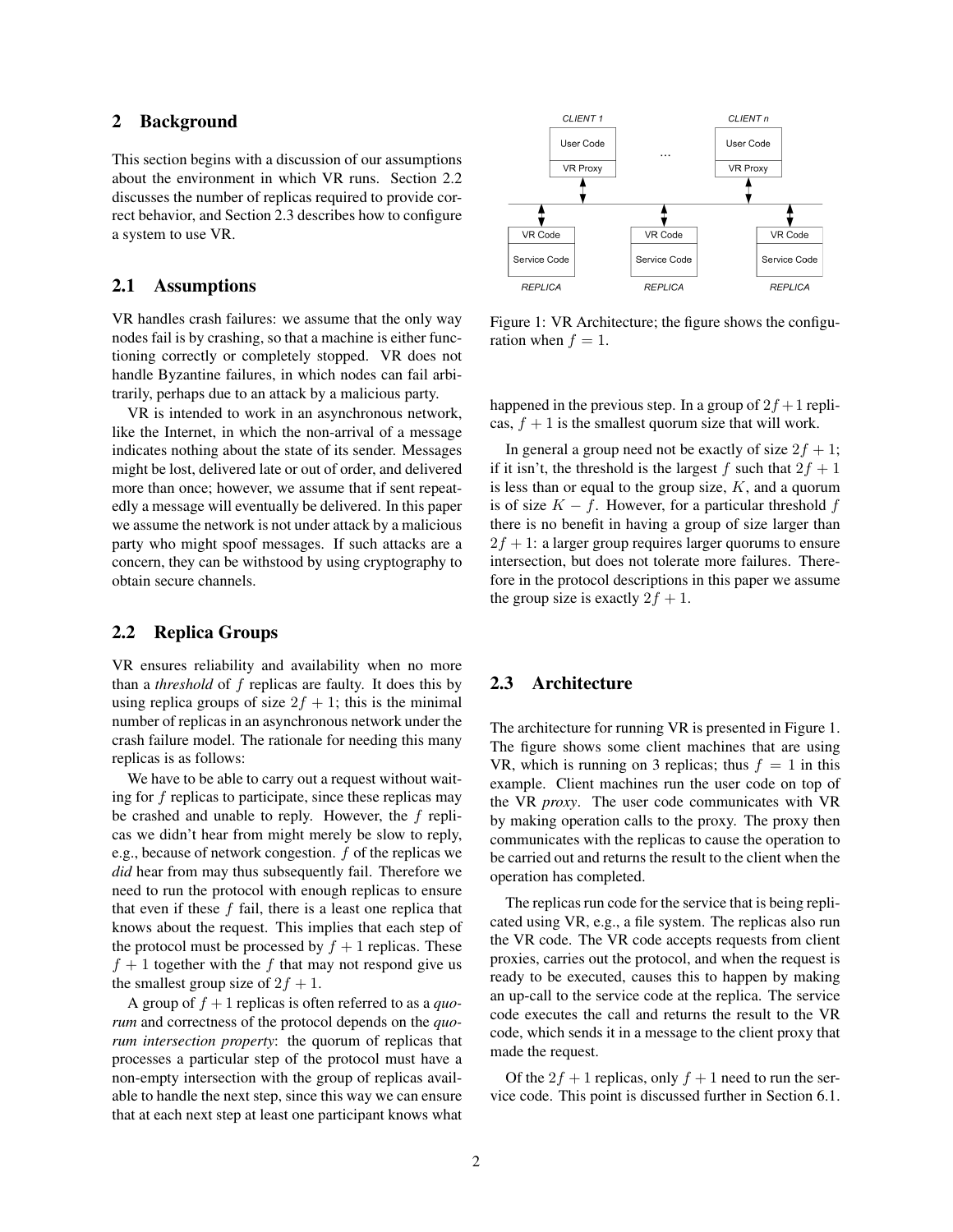## 2 Background

This section begins with a discussion of our assumptions about the environment in which VR runs. Section 2.2 discusses the number of replicas required to provide correct behavior, and Section 2.3 describes how to configure a system to use VR.

### 2.1 Assumptions

VR handles crash failures: we assume that the only way nodes fail is by crashing, so that a machine is either functioning correctly or completely stopped. VR does not handle Byzantine failures, in which nodes can fail arbitrarily, perhaps due to an attack by a malicious party.

VR is intended to work in an asynchronous network, like the Internet, in which the non-arrival of a message indicates nothing about the state of its sender. Messages might be lost, delivered late or out of order, and delivered more than once; however, we assume that if sent repeatedly a message will eventually be delivered. In this paper we assume the network is not under attack by a malicious party who might spoof messages. If such attacks are a concern, they can be withstood by using cryptography to obtain secure channels.

### 2.2 Replica Groups

VR ensures reliability and availability when no more than a *threshold* of $f$ replicas are faulty. It does this by using replica groups of size $2f + 1$; this is the minimal number of replicas in an asynchronous network under the crash failure model. The rationale for needing this many replicas is as follows:

We have to be able to carry out a request without waiting for $f$ replicas to participate, since these replicas may be crashed and unable to reply. However, the $f$ replicas we didn't hear from might merely be slow to reply, e.g., because of network congestion. $f$ of the replicas we *did* hear from may thus subsequently fail. Therefore we need to run the protocol with enough replicas to ensure that even if these $f$ fail, there is a least one replica that knows about the request. This implies that each step of the protocol must be processed by $f + 1$ replicas. These $f + 1$ together with the $f$ that may not respond give us the smallest group size of $2f + 1$.

A group of $f + 1$ replicas is often referred to as a *quorum* and correctness of the protocol depends on the *quorum intersection property*: the quorum of replicas that processes a particular step of the protocol must have a non-empty intersection with the group of replicas available to handle the next step, since this way we can ensure that at each next step at least one participant knows what happened in the previous step. In a group of $2f+1$ replicas, $f + 1$ is the smallest quorum size that will work.

In general a group need not be exactly of size $2f + 1$; if it isn't, the threshold is the largest $f$ such that $2f + 1$ is less than or equal to the group size, $K$, and a quorum is of size $K - f$. However, for a particular threshold $f$ there is no benefit in having a group of size larger than $2f + 1$: a larger group requires larger quorums to ensure intersection, but does not tolerate more failures. Therefore in the protocol descriptions in this paper we assume the group size is exactly $2f + 1$.

Figure 1: VR Architecture; the figure shows the configuration when $f = 1$.

### 2.3 Architecture

The architecture for running VR is presented in Figure 1. The figure shows some client machines that are using VR, which is running on 3 replicas; thus $f = 1$ in this example. Client machines run the user code on top of the VR *proxy*. The user code communicates with VR by making operation calls to the proxy. The proxy then communicates with the replicas to cause the operation to be carried out and returns the result to the client when the operation has completed.

The replicas run code for the service that is being replicated using VR, e.g., a file system. The replicas also run the VR code. The VR code accepts requests from client proxies, carries out the protocol, and when the request is ready to be executed, causes this to happen by making an up-call to the service code at the replica. The service code executes the call and returns the result to the VR code, which sends it in a message to the client proxy that made the request.

Of the $2f + 1$ replicas, only $f + 1$ need to run the service code. This point is discussed further in Section 6.1.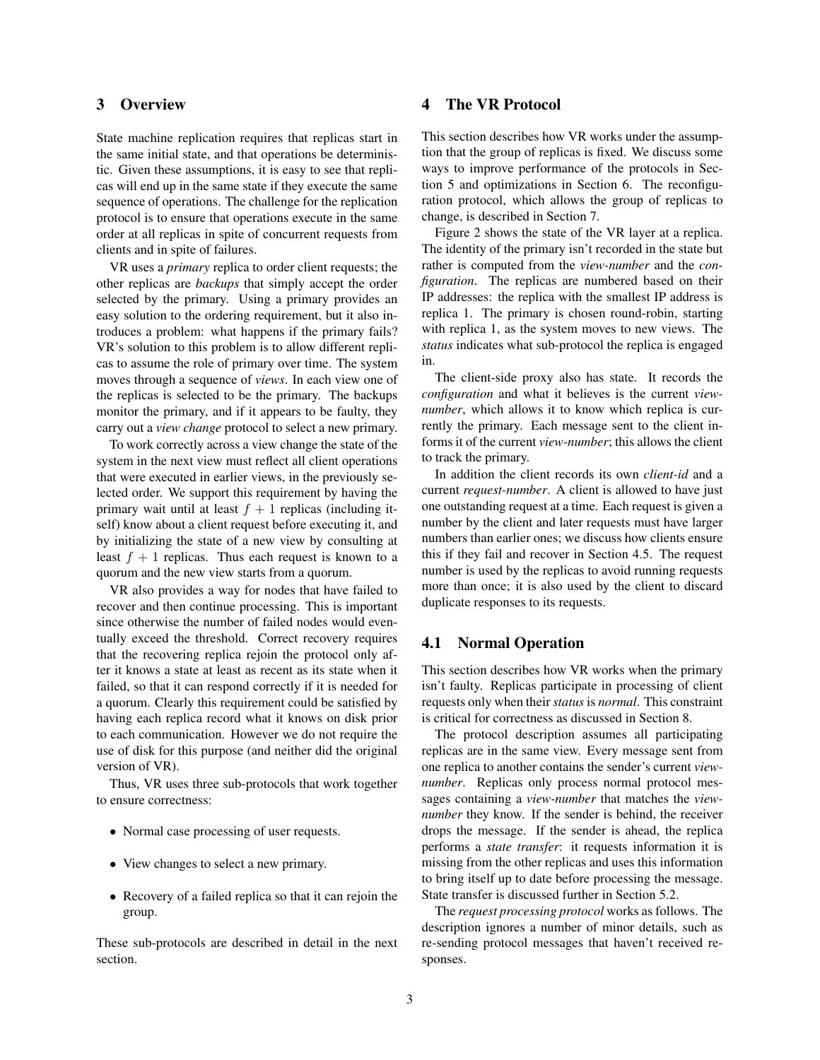## 3 Overview

State machine replication requires that replicas start in the same initial state, and that operations be deterministic. Given these assumptions, it is easy to see that replicas will end up in the same state if they execute the same sequence of operations. The challenge for the replication protocol is to ensure that operations execute in the same order at all replicas in spite of concurrent requests from clients and in spite of failures.

VR uses a *primary* replica to order client requests; the other replicas are *backups* that simply accept the order selected by the primary. Using a primary provides an easy solution to the ordering requirement, but it also introduces a problem: what happens if the primary fails? VR's solution to this problem is to allow different replicas to assume the role of primary over time. The system moves through a sequence of *views*. In each view one of the replicas is selected to be the primary. The backups monitor the primary, and if it appears to be faulty, they carry out a *view change* protocol to select a new primary.

To work correctly across a view change the state of the system in the next view must reflect all client operations that were executed in earlier views, in the previously selected order. We support this requirement by having the primary wait until at least $f + 1$ replicas (including itself) know about a client request before executing it, and by initializing the state of a new view by consulting at least $f + 1$ replicas. Thus each request is known to a quorum and the new view starts from a quorum.

VR also provides a way for nodes that have failed to recover and then continue processing. This is important since otherwise the number of failed nodes would eventually exceed the threshold. Correct recovery requires that the recovering replica rejoin the protocol only after it knows a state at least as recent as its state when it failed, so that it can respond correctly if it is needed for a quorum. Clearly this requirement could be satisfied by having each replica record what it knows on disk prior to each communication. However we do not require the use of disk for this purpose (and neither did the original version of VR).

Thus, VR uses three sub-protocols that work together to ensure correctness:

- Normal case processing of user requests.
- View changes to select a new primary.
- Recovery of a failed replica so that it can rejoin the group.

These sub-protocols are described in detail in the next section.

## 4 The VR Protocol

This section describes how VR works under the assumption that the group of replicas is fixed. We discuss some ways to improve performance of the protocols in Section 5 and optimizations in Section 6. The reconfiguration protocol, which allows the group of replicas to change, is described in Section 7.

Figure 2 shows the state of the VR layer at a replica. The identity of the primary isn't recorded in the state but rather is computed from the *view-number* and the *configuration*. The replicas are numbered based on their IP addresses: the replica with the smallest IP address is replica 1. The primary is chosen round-robin, starting with replica 1, as the system moves to new views. The *status* indicates what sub-protocol the replica is engaged in.

The client-side proxy also has state. It records the *configuration* and what it believes is the current *view-number*, which allows it to know which replica is currently the primary. Each message sent to the client informs it of the current *view-number*; this allows the client to track the primary.

In addition the client records its own *client-id* and a current *request-number*. A client is allowed to have just one outstanding request at a time. Each request is given a number by the client and later requests must have larger numbers than earlier ones; we discuss how clients ensure this if they fail and recover in Section 4.5. The request number is used by the replicas to avoid running requests more than once; it is also used by the client to discard duplicate responses to its requests.

### 4.1 Normal Operation

This section describes how VR works when the primary isn't faulty. Replicas participate in processing of client requests only when their *status* is *normal*. This constraint is critical for correctness as discussed in Section 8.

The protocol description assumes all participating replicas are in the same view. Every message sent from one replica to another contains the sender's current *view-number*. Replicas only process normal protocol messages containing a *view-number* that matches the *view-number* they know. If the sender is behind, the receiver drops the message. If the sender is ahead, the replica performs a *state transfer*: it requests information it is missing from the other replicas and uses this information to bring itself up to date before processing the message. State transfer is discussed further in Section 5.2.

The *request processing protocol* works as follows. The description ignores a number of minor details, such as re-sending protocol messages that haven't received responses.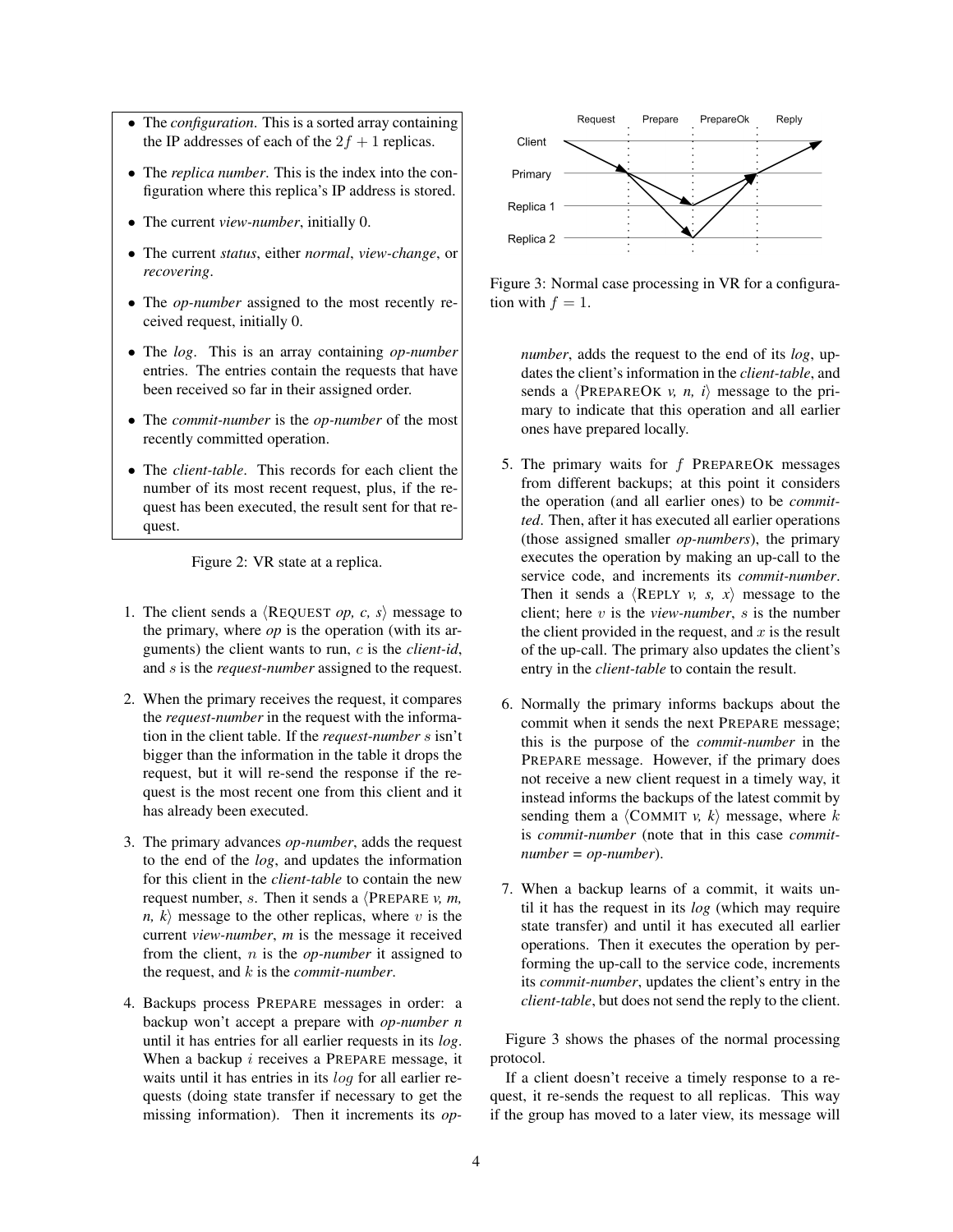- The *configuration*. This is a sorted array containing the IP addresses of each of the $2f + 1$ replicas.
- The *replica number*. This is the index into the configuration where this replica's IP address is stored.
- The current *view-number*, initially 0.
- The current *status*, either *normal*, *view-change*, or *recovering*.
- The *op-number* assigned to the most recently received request, initially 0.
- The *log*. This is an array containing *op-number* entries. The entries contain the requests that have been received so far in their assigned order.
- The *commit-number* is the *op-number* of the most recently committed operation.
- The *client-table*. This records for each client the number of its most recent request, plus, if the request has been executed, the result sent for that request.

Figure 2: VR state at a replica.

1. The client sends a ⟨REQUEST *op, c, s*⟩ message to the primary, where *op* is the operation (with its arguments) the client wants to run, $c$ is the *client-id*, and $s$ is the *request-number* assigned to the request.

2. When the primary receives the request, it compares the *request-number* in the request with the information in the client table. If the *request-number* $s$ isn't bigger than the information in the table it drops the request, but it will re-send the response if the request is the most recent one from this client and it has already been executed.

3. The primary advances *op-number*, adds the request to the end of the *log*, and updates the information for this client in the *client-table* to contain the new request number, $s$. Then it sends a ⟨PREPARE *v, m, n, k*⟩ message to the other replicas, where $v$ is the current *view-number*, *m* is the message it received from the client, $n$ is the *op-number* it assigned to the request, and $k$ is the *commit-number*.

4. Backups process PREPARE messages in order: a backup won't accept a prepare with *op-number n* until it has entries for all earlier requests in its *log*. When a backup $i$ receives a PREPARE message, it waits until it has entries in its $log$ for all earlier requests (doing state transfer if necessary to get the missing information). Then it increments its *op-number*, adds the request to the end of its *log*, updates the client's information in the *client-table*, and sends a ⟨PREPAREOK *v, n, i*⟩ message to the primary to indicate that this operation and all earlier ones have prepared locally.

5. The primary waits for $f$ PREPAREOK messages from different backups; at this point it considers the operation (and all earlier ones) to be *committed*. Then, after it has executed all earlier operations (those assigned smaller *op-numbers*), the primary executes the operation by making an up-call to the service code, and increments its *commit-number*. Then it sends a ⟨REPLY *v, s, x*⟩ message to the client; here $v$ is the *view-number*, $s$ is the number the client provided in the request, and $x$ is the result of the up-call. The primary also updates the client's entry in the *client-table* to contain the result.

6. Normally the primary informs backups about the commit when it sends the next PREPARE message; this is the purpose of the *commit-number* in the PREPARE message. However, if the primary does not receive a new client request in a timely way, it instead informs the backups of the latest commit by sending them a ⟨COMMIT *v, k*⟩ message, where $k$ is *commit-number* (note that in this case *commit-number = op-number*).

7. When a backup learns of a commit, it waits until it has the request in its *log* (which may require state transfer) and until it has executed all earlier operations. Then it executes the operation by performing the up-call to the service code, increments its *commit-number*, updates the client's entry in the *client-table*, but does not send the reply to the client.

Figure 3: Normal case processing in VR for a configuration with $f = 1$.

Figure 3 shows the phases of the normal processing protocol.

If a client doesn't receive a timely response to a request, it re-sends the request to all replicas. This way if the group has moved to a later view, its message will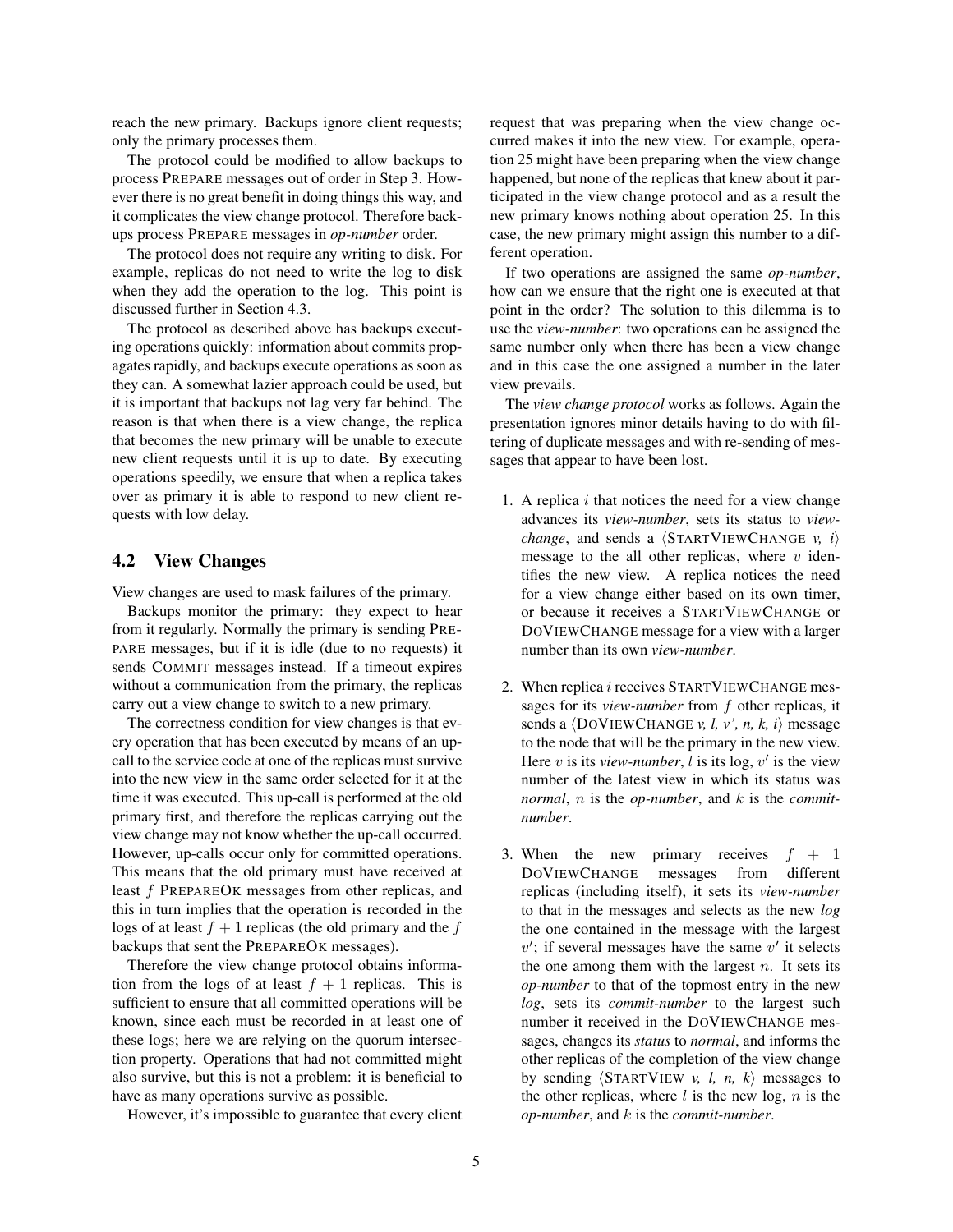reach the new primary. Backups ignore client requests; only the primary processes them.

The protocol could be modified to allow backups to process PREPARE messages out of order in Step 3. However there is no great benefit in doing things this way, and it complicates the view change protocol. Therefore backups process PREPARE messages in *op-number* order.

The protocol does not require any writing to disk. For example, replicas do not need to write the log to disk when they add the operation to the log. This point is discussed further in Section 4.3.

The protocol as described above has backups executing operations quickly: information about commits propagates rapidly, and backups execute operations as soon as they can. A somewhat lazier approach could be used, but it is important that backups not lag very far behind. The reason is that when there is a view change, the replica that becomes the new primary will be unable to execute new client requests until it is up to date. By executing operations speedily, we ensure that when a replica takes over as primary it is able to respond to new client requests with low delay.

## 4.2 View Changes

View changes are used to mask failures of the primary.

Backups monitor the primary: they expect to hear from it regularly. Normally the primary is sending PREPARE messages, but if it is idle (due to no requests) it sends COMMIT messages instead. If a timeout expires without a communication from the primary, the replicas carry out a view change to switch to a new primary.

The correctness condition for view changes is that every operation that has been executed by means of an up-call to the service code at one of the replicas must survive into the new view in the same order selected for it at the time it was executed. This up-call is performed at the old primary first, and therefore the replicas carrying out the view change may not know whether the up-call occurred. However, up-calls occur only for committed operations. This means that the old primary must have received at least $f$ PREPAREOK messages from other replicas, and this in turn implies that the operation is recorded in the logs of at least $f + 1$ replicas (the old primary and the $f$ backups that sent the PREPAREOK messages).

Therefore the view change protocol obtains information from the logs of at least $f + 1$ replicas. This is sufficient to ensure that all committed operations will be known, since each must be recorded in at least one of these logs; here we are relying on the quorum intersection property. Operations that had not committed might also survive, but this is not a problem: it is beneficial to have as many operations survive as possible.

However, it's impossible to guarantee that every client request that was preparing when the view change occurred makes it into the new view. For example, operation 25 might have been preparing when the view change happened, but none of the replicas that knew about it participated in the view change protocol and as a result the new primary knows nothing about operation 25. In this case, the new primary might assign this number to a different operation.

If two operations are assigned the same *op-number*, how can we ensure that the right one is executed at that point in the order? The solution to this dilemma is to use the *view-number*: two operations can be assigned the same number only when there has been a view change and in this case the one assigned a number in the later view prevails.

The *view change protocol* works as follows. Again the presentation ignores minor details having to do with filtering of duplicate messages and with re-sending of messages that appear to have been lost.

1. A replica $i$ that notices the need for a view change advances its *view-number*, sets its status to *view-change*, and sends a $\langle$STARTVIEWCHANGE *v, i*$\rangle$ message to the all other replicas, where $v$ identifies the new view. A replica notices the need for a view change either based on its own timer, or because it receives a STARTVIEWCHANGE or DOVIEWCHANGE message for a view with a larger number than its own *view-number*.

2. When replica $i$ receives STARTVIEWCHANGE messages for its *view-number* from $f$ other replicas, it sends a $\langle$DOVIEWCHANGE *v, l, v', n, k, i*$\rangle$ message to the node that will be the primary in the new view. Here $v$ is its *view-number*, $l$ is its log, $v'$ is the view number of the latest view in which its status was *normal*, $n$ is the *op-number*, and $k$ is the *commit-number*.

3. When the new primary receives $f + 1$ DOVIEWCHANGE messages from different replicas (including itself), it sets its *view-number* to that in the messages and selects as the new *log* the one contained in the message with the largest $v'$; if several messages have the same $v'$ it selects the one among them with the largest $n$. It sets its *op-number* to that of the topmost entry in the new *log*, sets its *commit-number* to the largest such number it received in the DOVIEWCHANGE messages, changes its *status* to *normal*, and informs the other replicas of the completion of the view change by sending $\langle$STARTVIEW *v, l, n, k*$\rangle$ messages to the other replicas, where $l$ is the new log, $n$ is the *op-number*, and $k$ is the *commit-number*.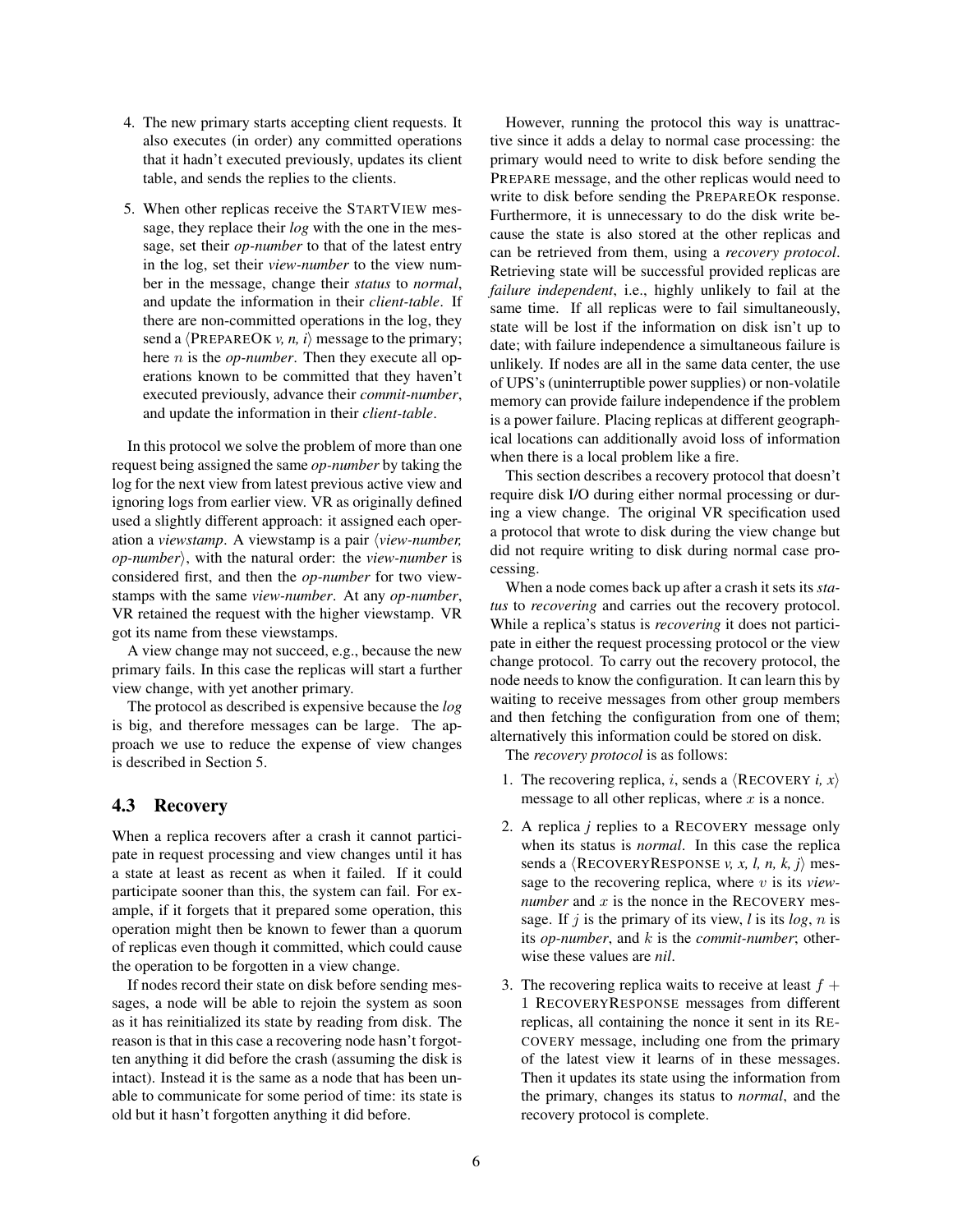4. The new primary starts accepting client requests. It also executes (in order) any committed operations that it hadn't executed previously, updates its client table, and sends the replies to the clients.

5. When other replicas receive the STARTVIEW message, they replace their *log* with the one in the message, set their *op-number* to that of the latest entry in the log, set their *view-number* to the view number in the message, change their *status* to *normal*, and update the information in their *client-table*. If there are non-committed operations in the log, they send a ⟨PREPAREOK *v, n, i*⟩ message to the primary; here $n$ is the *op-number*. Then they execute all operations known to be committed that they haven't executed previously, advance their *commit-number*, and update the information in their *client-table*.

In this protocol we solve the problem of more than one request being assigned the same *op-number* by taking the log for the next view from latest previous active view and ignoring logs from earlier view. VR as originally defined used a slightly different approach: it assigned each operation a *viewstamp*. A viewstamp is a pair ⟨*view-number, op-number*⟩, with the natural order: the *view-number* is considered first, and then the *op-number* for two viewstamps with the same *view-number*. At any *op-number*, VR retained the request with the higher viewstamp. VR got its name from these viewstamps.

A view change may not succeed, e.g., because the new primary fails. In this case the replicas will start a further view change, with yet another primary.

The protocol as described is expensive because the *log* is big, and therefore messages can be large. The approach we use to reduce the expense of view changes is described in Section 5.

### 4.3 Recovery

When a replica recovers after a crash it cannot participate in request processing and view changes until it has a state at least as recent as when it failed. If it could participate sooner than this, the system can fail. For example, if it forgets that it prepared some operation, this operation might then be known to fewer than a quorum of replicas even though it committed, which could cause the operation to be forgotten in a view change.

If nodes record their state on disk before sending messages, a node will be able to rejoin the system as soon as it has reinitialized its state by reading from disk. The reason is that in this case a recovering node hasn't forgotten anything it did before the crash (assuming the disk is intact). Instead it is the same as a node that has been unable to communicate for some period of time: its state is old but it hasn't forgotten anything it did before.

However, running the protocol this way is unattractive since it adds a delay to normal case processing: the primary would need to write to disk before sending the PREPARE message, and the other replicas would need to write to disk before sending the PREPAREOK response. Furthermore, it is unnecessary to do the disk write because the state is also stored at the other replicas and can be retrieved from them, using a *recovery protocol*. Retrieving state will be successful provided replicas are *failure independent*, i.e., highly unlikely to fail at the same time. If all replicas were to fail simultaneously, state will be lost if the information on disk isn't up to date; with failure independence a simultaneous failure is unlikely. If nodes are all in the same data center, the use of UPS's (uninterruptible power supplies) or non-volatile memory can provide failure independence if the problem is a power failure. Placing replicas at different geographical locations can additionally avoid loss of information when there is a local problem like a fire.

This section describes a recovery protocol that doesn't require disk I/O during either normal processing or during a view change. The original VR specification used a protocol that wrote to disk during the view change but did not require writing to disk during normal case processing.

When a node comes back up after a crash it sets its *status* to *recovering* and carries out the recovery protocol. While a replica's status is *recovering* it does not participate in either the request processing protocol or the view change protocol. To carry out the recovery protocol, the node needs to know the configuration. It can learn this by waiting to receive messages from other group members and then fetching the configuration from one of them; alternatively this information could be stored on disk.

The *recovery protocol* is as follows:

1. The recovering replica, $i$, sends a ⟨RECOVERY *i, x*⟩ message to all other replicas, where $x$ is a nonce.

2. A replica *j* replies to a RECOVERY message only when its status is *normal*. In this case the replica sends a ⟨RECOVERYRESPONSE *v, x, l, n, k, j*⟩ message to the recovering replica, where $v$ is its *view-number* and $x$ is the nonce in the RECOVERY message. If *j* is the primary of its view, *l* is its *log*, $n$ is its *op-number*, and $k$ is the *commit-number*; otherwise these values are *nil*.

3. The recovering replica waits to receive at least $f + 1$ RECOVERYRESPONSE messages from different replicas, all containing the nonce it sent in its RECOVERY message, including one from the primary of the latest view it learns of in these messages. Then it updates its state using the information from the primary, changes its status to *normal*, and the recovery protocol is complete.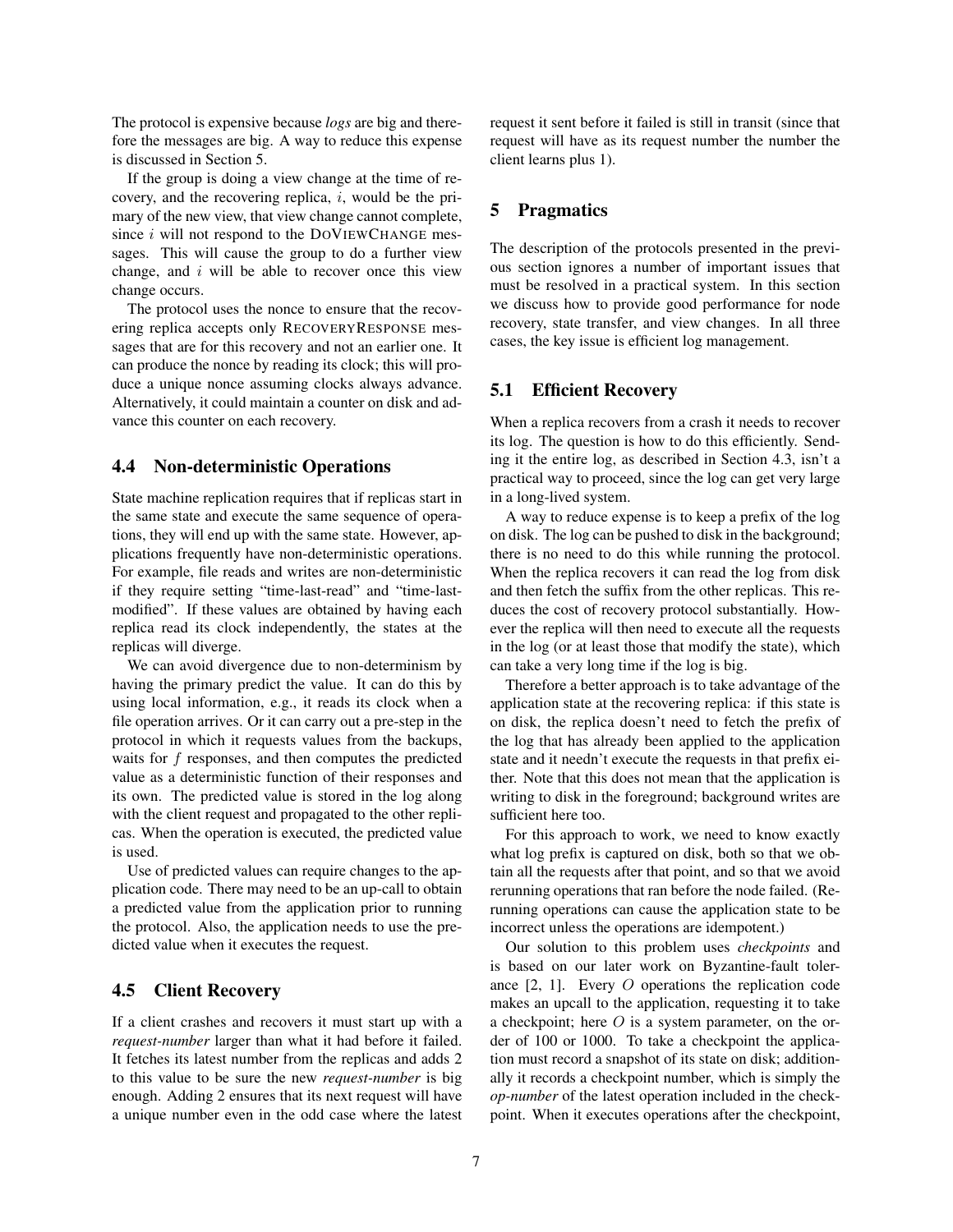The protocol is expensive because *logs* are big and therefore the messages are big. A way to reduce this expense is discussed in Section 5.

If the group is doing a view change at the time of recovery, and the recovering replica, $i$, would be the primary of the new view, that view change cannot complete, since $i$ will not respond to the DOVIEWCHANGE messages. This will cause the group to do a further view change, and $i$ will be able to recover once this view change occurs.

The protocol uses the nonce to ensure that the recovering replica accepts only RECOVERYRESPONSE messages that are for this recovery and not an earlier one. It can produce the nonce by reading its clock; this will produce a unique nonce assuming clocks always advance. Alternatively, it could maintain a counter on disk and advance this counter on each recovery.

### 4.4 Non-deterministic Operations

State machine replication requires that if replicas start in the same state and execute the same sequence of operations, they will end up with the same state. However, applications frequently have non-deterministic operations. For example, file reads and writes are non-deterministic if they require setting "time-last-read" and "time-last-modified". If these values are obtained by having each replica read its clock independently, the states at the replicas will diverge.

We can avoid divergence due to non-determinism by having the primary predict the value. It can do this by using local information, e.g., it reads its clock when a file operation arrives. Or it can carry out a pre-step in the protocol in which it requests values from the backups, waits for $f$ responses, and then computes the predicted value as a deterministic function of their responses and its own. The predicted value is stored in the log along with the client request and propagated to the other replicas. When the operation is executed, the predicted value is used.

Use of predicted values can require changes to the application code. There may need to be an up-call to obtain a predicted value from the application prior to running the protocol. Also, the application needs to use the predicted value when it executes the request.

### 4.5 Client Recovery

If a client crashes and recovers it must start up with a *request-number* larger than what it had before it failed. It fetches its latest number from the replicas and adds 2 to this value to be sure the new *request-number* is big enough. Adding 2 ensures that its next request will have a unique number even in the odd case where the latest request it sent before it failed is still in transit (since that request will have as its request number the number the client learns plus 1).

## 5 Pragmatics

The description of the protocols presented in the previous section ignores a number of important issues that must be resolved in a practical system. In this section we discuss how to provide good performance for node recovery, state transfer, and view changes. In all three cases, the key issue is efficient log management.

### 5.1 Efficient Recovery

When a replica recovers from a crash it needs to recover its log. The question is how to do this efficiently. Sending it the entire log, as described in Section 4.3, isn't a practical way to proceed, since the log can get very large in a long-lived system.

A way to reduce expense is to keep a prefix of the log on disk. The log can be pushed to disk in the background; there is no need to do this while running the protocol. When the replica recovers it can read the log from disk and then fetch the suffix from the other replicas. This reduces the cost of recovery protocol substantially. However the replica will then need to execute all the requests in the log (or at least those that modify the state), which can take a very long time if the log is big.

Therefore a better approach is to take advantage of the application state at the recovering replica: if this state is on disk, the replica doesn't need to fetch the prefix of the log that has already been applied to the application state and it needn't execute the requests in that prefix either. Note that this does not mean that the application is writing to disk in the foreground; background writes are sufficient here too.

For this approach to work, we need to know exactly what log prefix is captured on disk, both so that we obtain all the requests after that point, and so that we avoid rerunning operations that ran before the node failed. (Rerunning operations can cause the application state to be incorrect unless the operations are idempotent.)

Our solution to this problem uses *checkpoints* and is based on our later work on Byzantine-fault tolerance [2, 1]. Every $O$ operations the replication code makes an upcall to the application, requesting it to take a checkpoint; here $O$ is a system parameter, on the order of 100 or 1000. To take a checkpoint the application must record a snapshot of its state on disk; additionally it records a checkpoint number, which is simply the *op-number* of the latest operation included in the checkpoint. When it executes operations after the checkpoint,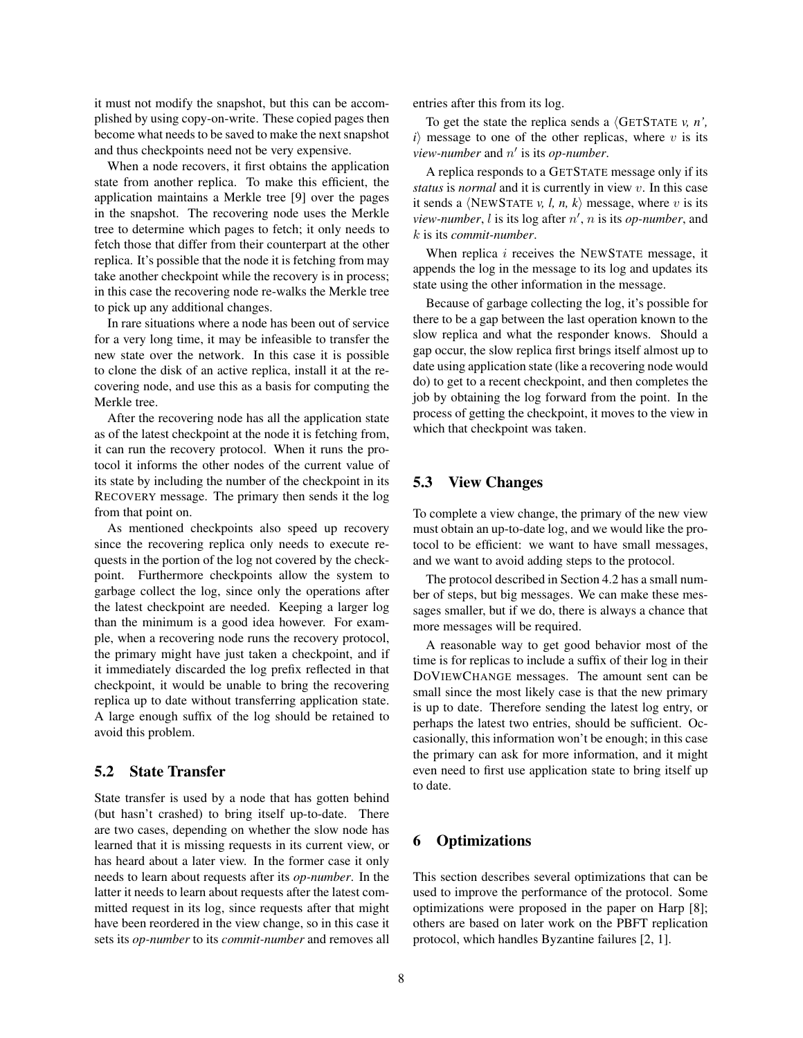it must not modify the snapshot, but this can be accomplished by using copy-on-write. These copied pages then become what needs to be saved to make the next snapshot and thus checkpoints need not be very expensive.

When a node recovers, it first obtains the application state from another replica. To make this efficient, the application maintains a Merkle tree [9] over the pages in the snapshot. The recovering node uses the Merkle tree to determine which pages to fetch; it only needs to fetch those that differ from their counterpart at the other replica. It's possible that the node it is fetching from may take another checkpoint while the recovery is in process; in this case the recovering node re-walks the Merkle tree to pick up any additional changes.

In rare situations where a node has been out of service for a very long time, it may be infeasible to transfer the new state over the network. In this case it is possible to clone the disk of an active replica, install it at the recovering node, and use this as a basis for computing the Merkle tree.

After the recovering node has all the application state as of the latest checkpoint at the node it is fetching from, it can run the recovery protocol. When it runs the protocol it informs the other nodes of the current value of its state by including the number of the checkpoint in its RECOVERY message. The primary then sends it the log from that point on.

As mentioned checkpoints also speed up recovery since the recovering replica only needs to execute requests in the portion of the log not covered by the checkpoint. Furthermore checkpoints allow the system to garbage collect the log, since only the operations after the latest checkpoint are needed. Keeping a larger log than the minimum is a good idea however. For example, when a recovering node runs the recovery protocol, the primary might have just taken a checkpoint, and if it immediately discarded the log prefix reflected in that checkpoint, it would be unable to bring the recovering replica up to date without transferring application state. A large enough suffix of the log should be retained to avoid this problem.

## 5.2 State Transfer

State transfer is used by a node that has gotten behind (but hasn't crashed) to bring itself up-to-date. There are two cases, depending on whether the slow node has learned that it is missing requests in its current view, or has heard about a later view. In the former case it only needs to learn about requests after its *op-number*. In the latter it needs to learn about requests after the latest committed request in its log, since requests after that might have been reordered in the view change, so in this case it sets its *op-number* to its *commit-number* and removes all entries after this from its log.

To get the state the replica sends a $\langle$GETSTATE *v, n', i*$\rangle$ message to one of the other replicas, where $v$ is its *view-number* and $n'$ is its *op-number*.

A replica responds to a GETSTATE message only if its *status* is *normal* and it is currently in view $v$. In this case it sends a $\langle$NEWSTATE *v, l, n, k*$\rangle$ message, where $v$ is its *view-number*, $l$ is its log after $n'$, $n$ is its *op-number*, and $k$ is its *commit-number*.

When replica $i$ receives the NEWSTATE message, it appends the log in the message to its log and updates its state using the other information in the message.

Because of garbage collecting the log, it's possible for there to be a gap between the last operation known to the slow replica and what the responder knows. Should a gap occur, the slow replica first brings itself almost up to date using application state (like a recovering node would do) to get to a recent checkpoint, and then completes the job by obtaining the log forward from the point. In the process of getting the checkpoint, it moves to the view in which that checkpoint was taken.

## 5.3 View Changes

To complete a view change, the primary of the new view must obtain an up-to-date log, and we would like the protocol to be efficient: we want to have small messages, and we want to avoid adding steps to the protocol.

The protocol described in Section 4.2 has a small number of steps, but big messages. We can make these messages smaller, but if we do, there is always a chance that more messages will be required.

A reasonable way to get good behavior most of the time is for replicas to include a suffix of their log in their DOVIEWCHANGE messages. The amount sent can be small since the most likely case is that the new primary is up to date. Therefore sending the latest log entry, or perhaps the latest two entries, should be sufficient. Occasionally, this information won't be enough; in this case the primary can ask for more information, and it might even need to first use application state to bring itself up to date.

# 6 Optimizations

This section describes several optimizations that can be used to improve the performance of the protocol. Some optimizations were proposed in the paper on Harp [8]; others are based on later work on the PBFT replication protocol, which handles Byzantine failures [2, 1].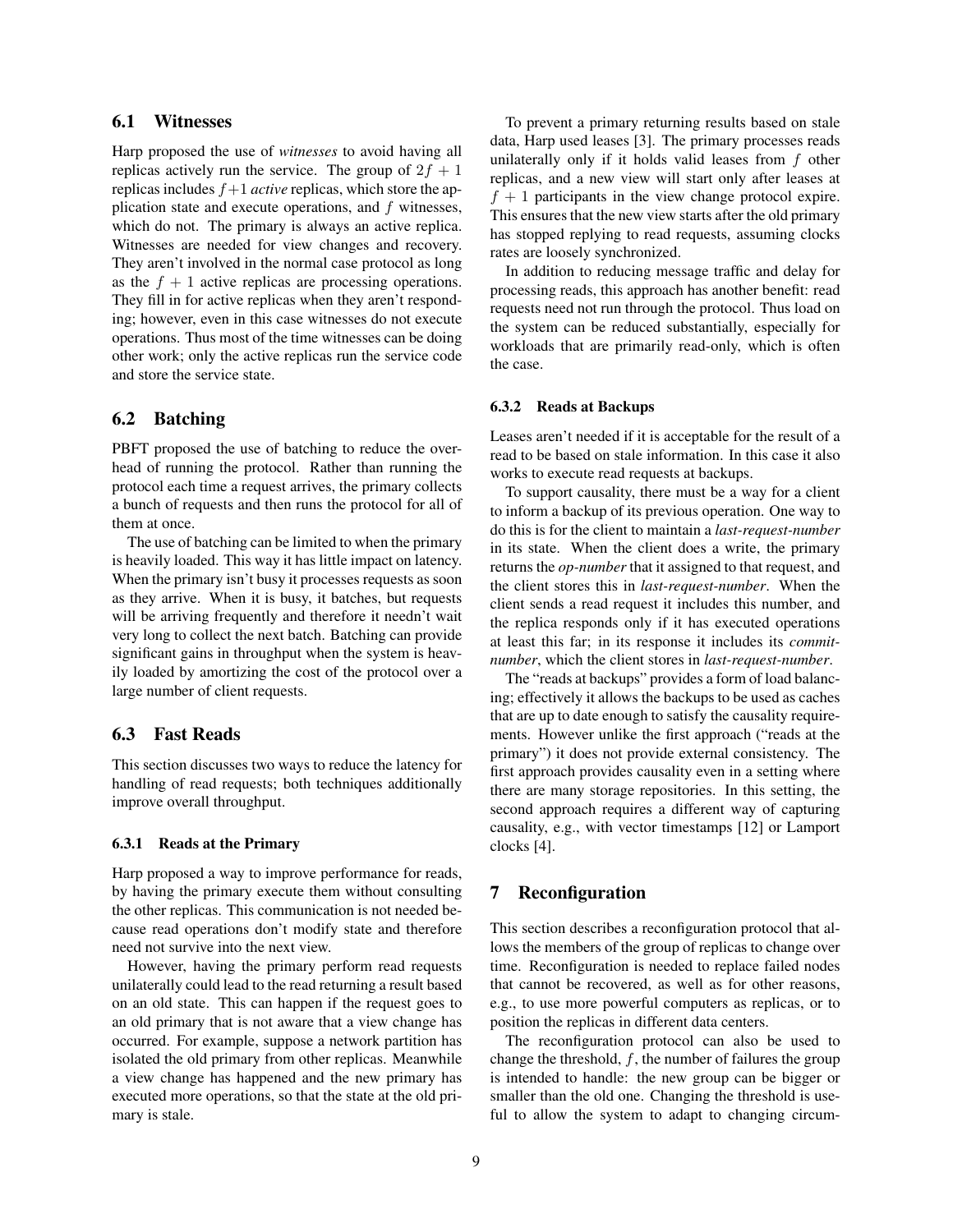## 6.1 Witnesses

Harp proposed the use of *witnesses* to avoid having all replicas actively run the service. The group of $2f + 1$ replicas includes $f + 1$ *active* replicas, which store the application state and execute operations, and $f$ witnesses, which do not. The primary is always an active replica. Witnesses are needed for view changes and recovery. They aren't involved in the normal case protocol as long as the $f + 1$ active replicas are processing operations. They fill in for active replicas when they aren't responding; however, even in this case witnesses do not execute operations. Thus most of the time witnesses can be doing other work; only the active replicas run the service code and store the service state.

## 6.2 Batching

PBFT proposed the use of batching to reduce the overhead of running the protocol. Rather than running the protocol each time a request arrives, the primary collects a bunch of requests and then runs the protocol for all of them at once.

The use of batching can be limited to when the primary is heavily loaded. This way it has little impact on latency. When the primary isn't busy it processes requests as soon as they arrive. When it is busy, it batches, but requests will be arriving frequently and therefore it needn't wait very long to collect the next batch. Batching can provide significant gains in throughput when the system is heavily loaded by amortizing the cost of the protocol over a large number of client requests.

## 6.3 Fast Reads

This section discusses two ways to reduce the latency for handling of read requests; both techniques additionally improve overall throughput.

### 6.3.1 Reads at the Primary

Harp proposed a way to improve performance for reads, by having the primary execute them without consulting the other replicas. This communication is not needed because read operations don't modify state and therefore need not survive into the next view.

However, having the primary perform read requests unilaterally could lead to the read returning a result based on an old state. This can happen if the request goes to an old primary that is not aware that a view change has occurred. For example, suppose a network partition has isolated the old primary from other replicas. Meanwhile a view change has happened and the new primary has executed more operations, so that the state at the old primary is stale.

To prevent a primary returning results based on stale data, Harp used leases [3]. The primary processes reads unilaterally only if it holds valid leases from $f$ other replicas, and a new view will start only after leases at $f + 1$ participants in the view change protocol expire. This ensures that the new view starts after the old primary has stopped replying to read requests, assuming clocks rates are loosely synchronized.

In addition to reducing message traffic and delay for processing reads, this approach has another benefit: read requests need not run through the protocol. Thus load on the system can be reduced substantially, especially for workloads that are primarily read-only, which is often the case.

### 6.3.2 Reads at Backups

Leases aren't needed if it is acceptable for the result of a read to be based on stale information. In this case it also works to execute read requests at backups.

To support causality, there must be a way for a client to inform a backup of its previous operation. One way to do this is for the client to maintain a *last-request-number* in its state. When the client does a write, the primary returns the *op-number* that it assigned to that request, and the client stores this in *last-request-number*. When the client sends a read request it includes this number, and the replica responds only if it has executed operations at least this far; in its response it includes its *commit-number*, which the client stores in *last-request-number*.

The "reads at backups" provides a form of load balancing; effectively it allows the backups to be used as caches that are up to date enough to satisfy the causality requirements. However unlike the first approach ("reads at the primary") it does not provide external consistency. The first approach provides causality even in a setting where there are many storage repositories. In this setting, the second approach requires a different way of capturing causality, e.g., with vector timestamps [12] or Lamport clocks [4].

# 7 Reconfiguration

This section describes a reconfiguration protocol that allows the members of the group of replicas to change over time. Reconfiguration is needed to replace failed nodes that cannot be recovered, as well as for other reasons, e.g., to use more powerful computers as replicas, or to position the replicas in different data centers.

The reconfiguration protocol can also be used to change the threshold, $f$, the number of failures the group is intended to handle: the new group can be bigger or smaller than the old one. Changing the threshold is useful to allow the system to adapt to changing circum-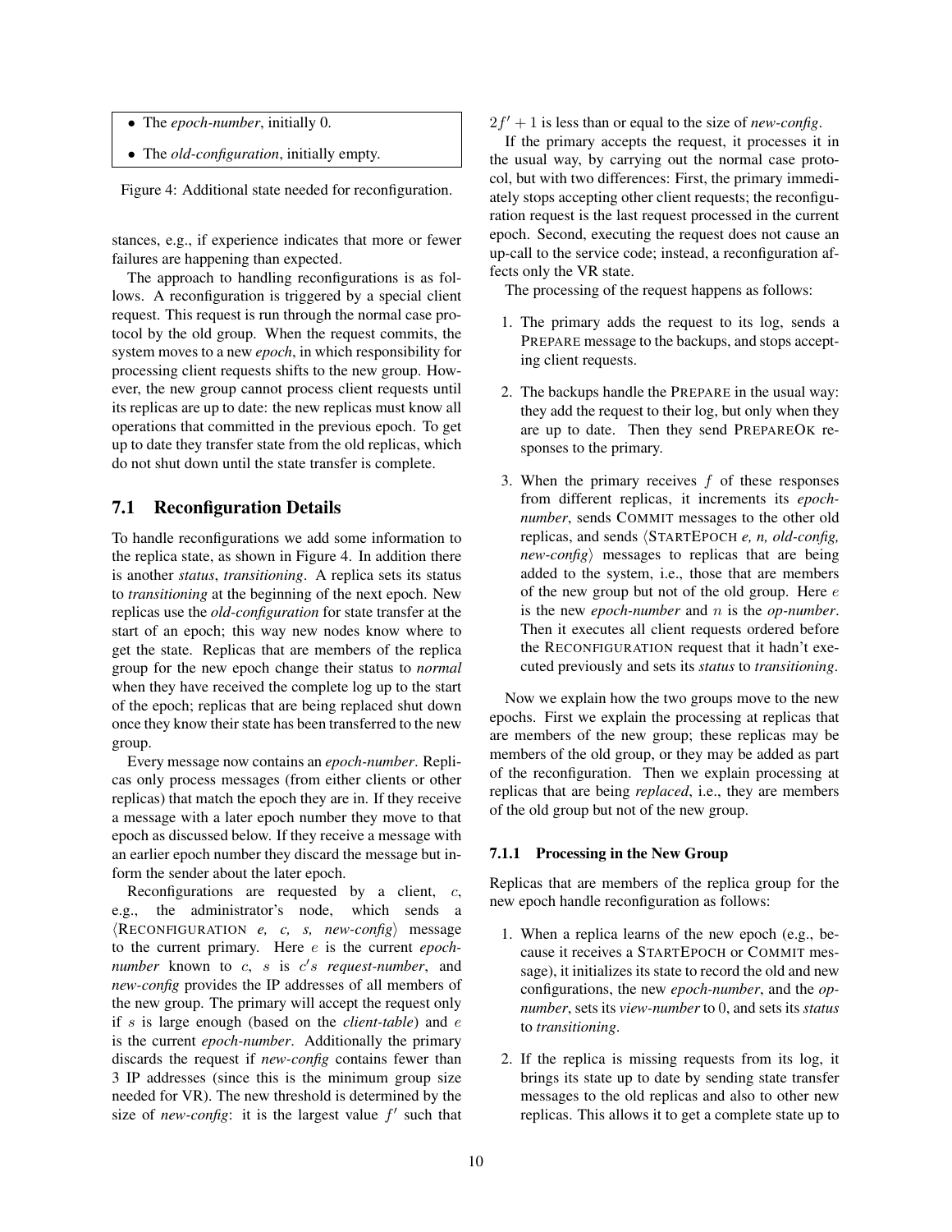- The *epoch-number*, initially 0.
- The *old-configuration*, initially empty.

Figure 4: Additional state needed for reconfiguration.

stances, e.g., if experience indicates that more or fewer failures are happening than expected.

The approach to handling reconfigurations is as follows. A reconfiguration is triggered by a special client request. This request is run through the normal case protocol by the old group. When the request commits, the system moves to a new *epoch*, in which responsibility for processing client requests shifts to the new group. However, the new group cannot process client requests until its replicas are up to date: the new replicas must know all operations that committed in the previous epoch. To get up to date they transfer state from the old replicas, which do not shut down until the state transfer is complete.

## 7.1 Reconfiguration Details

To handle reconfigurations we add some information to the replica state, as shown in Figure 4. In addition there is another *status*, *transitioning*. A replica sets its status to *transitioning* at the beginning of the next epoch. New replicas use the *old-configuration* for state transfer at the start of an epoch; this way new nodes know where to get the state. Replicas that are members of the replica group for the new epoch change their status to *normal* when they have received the complete log up to the start of the epoch; replicas that are being replaced shut down once they know their state has been transferred to the new group.

Every message now contains an *epoch-number*. Replicas only process messages (from either clients or other replicas) that match the epoch they are in. If they receive a message with a later epoch number they move to that epoch as discussed below. If they receive a message with an earlier epoch number they discard the message but inform the sender about the later epoch.

Reconfigurations are requested by a client, $c$, e.g., the administrator's node, which sends a $\langle$RECONFIGURATION *e, c, s, new-config*$\rangle$ message to the current primary. Here $e$ is the current *epoch-number* known to $c$, $s$ is $c's$ *request-number*, and *new-config* provides the IP addresses of all members of the new group. The primary will accept the request only if $s$ is large enough (based on the *client-table*) and $e$ is the current *epoch-number*. Additionally the primary discards the request if *new-config* contains fewer than 3 IP addresses (since this is the minimum group size needed for VR). The new threshold is determined by the size of *new-config*: it is the largest value $f'$ such that $2f' + 1$ is less than or equal to the size of *new-config*.

If the primary accepts the request, it processes it in the usual way, by carrying out the normal case protocol, but with two differences: First, the primary immediately stops accepting other client requests; the reconfiguration request is the last request processed in the current epoch. Second, executing the request does not cause an up-call to the service code; instead, a reconfiguration affects only the VR state.

The processing of the request happens as follows:

1. The primary adds the request to its log, sends a PREPARE message to the backups, and stops accepting client requests.
2. The backups handle the PREPARE in the usual way: they add the request to their log, but only when they are up to date. Then they send PREPAREOK responses to the primary.
3. When the primary receives $f$ of these responses from different replicas, it increments its *epoch-number*, sends COMMIT messages to the other old replicas, and sends $\langle$STARTEPOCH *e, n, old-config, new-config*$\rangle$ messages to replicas that are being added to the system, i.e., those that are members of the new group but not of the old group. Here $e$ is the new *epoch-number* and $n$ is the *op-number*. Then it executes all client requests ordered before the RECONFIGURATION request that it hadn't executed previously and sets its *status* to *transitioning*.

Now we explain how the two groups move to the new epochs. First we explain the processing at replicas that are members of the new group; these replicas may be members of the old group, or they may be added as part of the reconfiguration. Then we explain processing at replicas that are being *replaced*, i.e., they are members of the old group but not of the new group.

### 7.1.1 Processing in the New Group

Replicas that are members of the replica group for the new epoch handle reconfiguration as follows:

1. When a replica learns of the new epoch (e.g., because it receives a STARTEPOCH or COMMIT message), it initializes its state to record the old and new configurations, the new *epoch-number*, and the *op-number*, sets its *view-number* to 0, and sets its *status* to *transitioning*.
2. If the replica is missing requests from its log, it brings its state up to date by sending state transfer messages to the old replicas and also to other new replicas. This allows it to get a complete state up to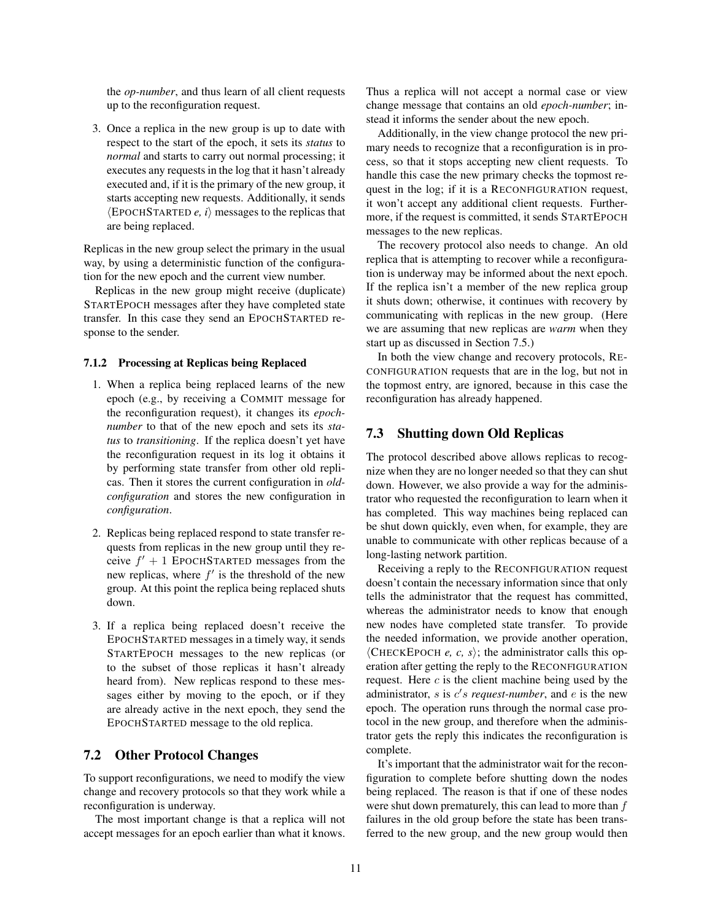the *op-number*, and thus learn of all client requests up to the reconfiguration request.

3. Once a replica in the new group is up to date with respect to the start of the epoch, it sets its *status* to *normal* and starts to carry out normal processing; it executes any requests in the log that it hasn't already executed and, if it is the primary of the new group, it starts accepting new requests. Additionally, it sends ⟨EPOCHSTARTED *e, i*⟩ messages to the replicas that are being replaced.

Replicas in the new group select the primary in the usual way, by using a deterministic function of the configuration for the new epoch and the current view number.

Replicas in the new group might receive (duplicate) STARTEPOCH messages after they have completed state transfer. In this case they send an EPOCHSTARTED response to the sender.

### 7.1.2 Processing at Replicas being Replaced

1. When a replica being replaced learns of the new epoch (e.g., by receiving a COMMIT message for the reconfiguration request), it changes its *epoch-number* to that of the new epoch and sets its *status* to *transitioning*. If the replica doesn't yet have the reconfiguration request in its log it obtains it by performing state transfer from other old replicas. Then it stores the current configuration in *old-configuration* and stores the new configuration in *configuration*.

2. Replicas being replaced respond to state transfer requests from replicas in the new group until they receive $f' + 1$ EPOCHSTARTED messages from the new replicas, where $f'$ is the threshold of the new group. At this point the replica being replaced shuts down.

3. If a replica being replaced doesn't receive the EPOCHSTARTED messages in a timely way, it sends STARTEPOCH messages to the new replicas (or to the subset of those replicas it hasn't already heard from). New replicas respond to these messages either by moving to the epoch, or if they are already active in the next epoch, they send the EPOCHSTARTED message to the old replica.

## 7.2 Other Protocol Changes

To support reconfigurations, we need to modify the view change and recovery protocols so that they work while a reconfiguration is underway.

The most important change is that a replica will not accept messages for an epoch earlier than what it knows. Thus a replica will not accept a normal case or view change message that contains an old *epoch-number*; instead it informs the sender about the new epoch.

Additionally, in the view change protocol the new primary needs to recognize that a reconfiguration is in process, so that it stops accepting new client requests. To handle this case the new primary checks the topmost request in the log; if it is a RECONFIGURATION request, it won't accept any additional client requests. Furthermore, if the request is committed, it sends STARTEPOCH messages to the new replicas.

The recovery protocol also needs to change. An old replica that is attempting to recover while a reconfiguration is underway may be informed about the next epoch. If the replica isn't a member of the new replica group it shuts down; otherwise, it continues with recovery by communicating with replicas in the new group. (Here we are assuming that new replicas are *warm* when they start up as discussed in Section 7.5.)

In both the view change and recovery protocols, RECONFIGURATION requests that are in the log, but not in the topmost entry, are ignored, because in this case the reconfiguration has already happened.

## 7.3 Shutting down Old Replicas

The protocol described above allows replicas to recognize when they are no longer needed so that they can shut down. However, we also provide a way for the administrator who requested the reconfiguration to learn when it has completed. This way machines being replaced can be shut down quickly, even when, for example, they are unable to communicate with other replicas because of a long-lasting network partition.

Receiving a reply to the RECONFIGURATION request doesn't contain the necessary information since that only tells the administrator that the request has committed, whereas the administrator needs to know that enough new nodes have completed state transfer. To provide the needed information, we provide another operation, ⟨CHECKEPOCH *e, c, s*⟩; the administrator calls this operation after getting the reply to the RECONFIGURATION request. Here $c$ is the client machine being used by the administrator, $s$ is $c$'s *request-number*, and $e$ is the new epoch. The operation runs through the normal case protocol in the new group, and therefore when the administrator gets the reply this indicates the reconfiguration is complete.

It's important that the administrator wait for the reconfiguration to complete before shutting down the nodes being replaced. The reason is that if one of these nodes were shut down prematurely, this can lead to more than $f$ failures in the old group before the state has been transferred to the new group, and the new group would then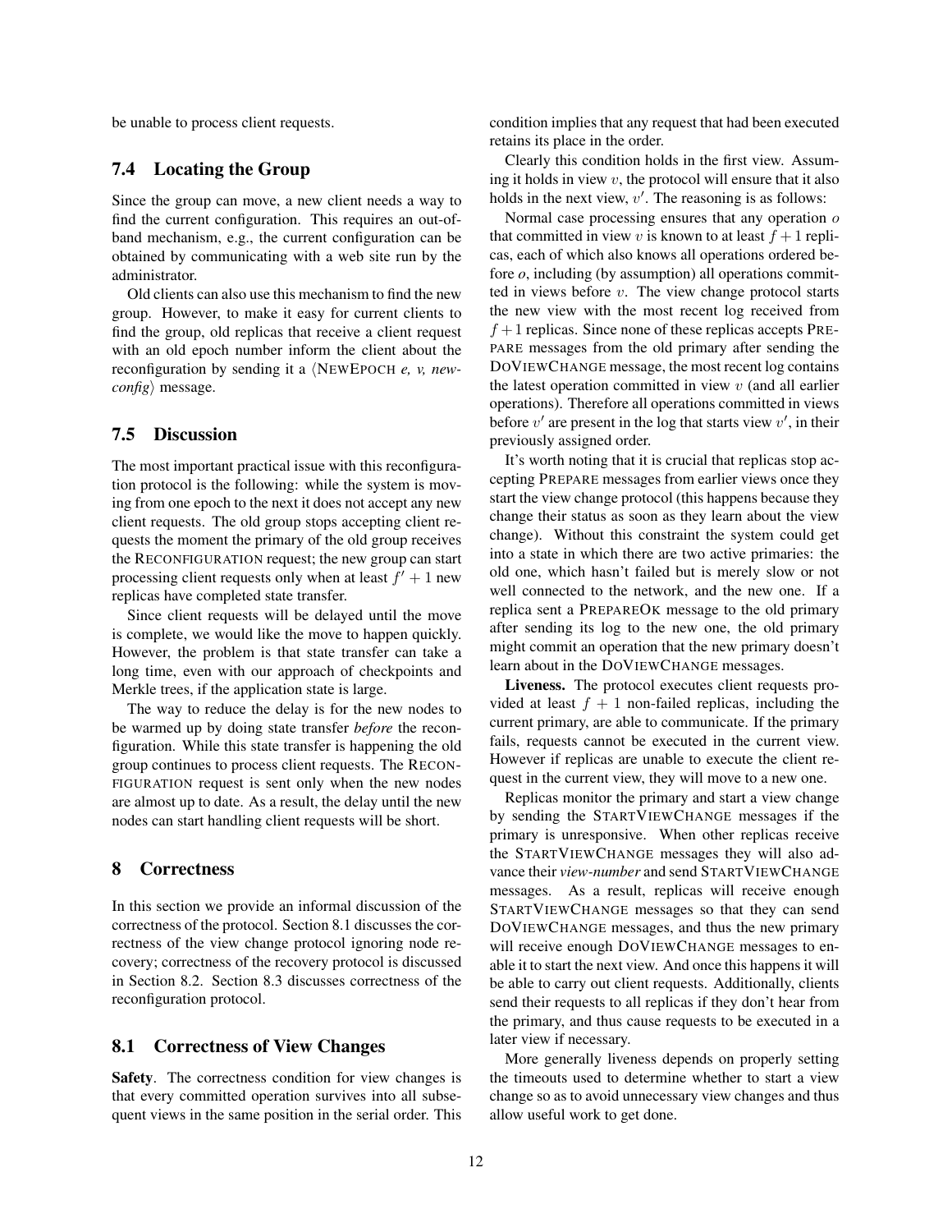be unable to process client requests.

### 7.4 Locating the Group

Since the group can move, a new client needs a way to find the current configuration. This requires an out-of-band mechanism, e.g., the current configuration can be obtained by communicating with a web site run by the administrator.

Old clients can also use this mechanism to find the new group. However, to make it easy for current clients to find the group, old replicas that receive a client request with an old epoch number inform the client about the reconfiguration by sending it a ⟨NEWEPOCH *e, v, new-config*⟩ message.

### 7.5 Discussion

The most important practical issue with this reconfiguration protocol is the following: while the system is moving from one epoch to the next it does not accept any new client requests. The old group stops accepting client requests the moment the primary of the old group receives the RECONFIGURATION request; the new group can start processing client requests only when at least $f' + 1$ new replicas have completed state transfer.

Since client requests will be delayed until the move is complete, we would like the move to happen quickly. However, the problem is that state transfer can take a long time, even with our approach of checkpoints and Merkle trees, if the application state is large.

The way to reduce the delay is for the new nodes to be warmed up by doing state transfer *before* the reconfiguration. While this state transfer is happening the old group continues to process client requests. The RECONFIGURATION request is sent only when the new nodes are almost up to date. As a result, the delay until the new nodes can start handling client requests will be short.

## 8 Correctness

In this section we provide an informal discussion of the correctness of the protocol. Section 8.1 discusses the correctness of the view change protocol ignoring node recovery; correctness of the recovery protocol is discussed in Section 8.2. Section 8.3 discusses correctness of the reconfiguration protocol.

### 8.1 Correctness of View Changes

**Safety**. The correctness condition for view changes is that every committed operation survives into all subsequent views in the same position in the serial order. This condition implies that any request that had been executed retains its place in the order.

Clearly this condition holds in the first view. Assuming it holds in view $v$, the protocol will ensure that it also holds in the next view, $v'$. The reasoning is as follows:

Normal case processing ensures that any operation $o$ that committed in view $v$ is known to at least $f + 1$ replicas, each of which also knows all operations ordered before *o*, including (by assumption) all operations committed in views before $v$. The view change protocol starts the new view with the most recent log received from $f + 1$ replicas. Since none of these replicas accepts PREPARE messages from the old primary after sending the DOVIEWCHANGE message, the most recent log contains the latest operation committed in view $v$ (and all earlier operations). Therefore all operations committed in views before $v'$ are present in the log that starts view $v'$, in their previously assigned order.

It's worth noting that it is crucial that replicas stop accepting PREPARE messages from earlier views once they start the view change protocol (this happens because they change their status as soon as they learn about the view change). Without this constraint the system could get into a state in which there are two active primaries: the old one, which hasn't failed but is merely slow or not well connected to the network, and the new one. If a replica sent a PREPAREOK message to the old primary after sending its log to the new one, the old primary might commit an operation that the new primary doesn't learn about in the DOVIEWCHANGE messages.

**Liveness.** The protocol executes client requests provided at least $f + 1$ non-failed replicas, including the current primary, are able to communicate. If the primary fails, requests cannot be executed in the current view. However if replicas are unable to execute the client request in the current view, they will move to a new one.

Replicas monitor the primary and start a view change by sending the STARTVIEWCHANGE messages if the primary is unresponsive. When other replicas receive the STARTVIEWCHANGE messages they will also advance their *view-number* and send STARTVIEWCHANGE messages. As a result, replicas will receive enough STARTVIEWCHANGE messages so that they can send DOVIEWCHANGE messages, and thus the new primary will receive enough DOVIEWCHANGE messages to enable it to start the next view. And once this happens it will be able to carry out client requests. Additionally, clients send their requests to all replicas if they don't hear from the primary, and thus cause requests to be executed in a later view if necessary.

More generally liveness depends on properly setting the timeouts used to determine whether to start a view change so as to avoid unnecessary view changes and thus allow useful work to get done.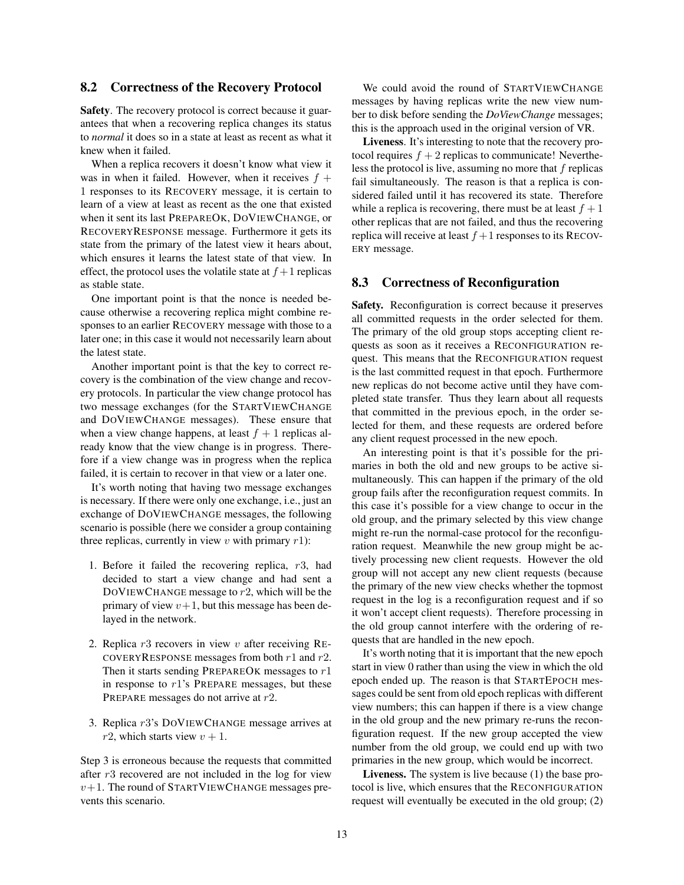## 8.2 Correctness of the Recovery Protocol

**Safety**. The recovery protocol is correct because it guarantees that when a recovering replica changes its status to *normal* it does so in a state at least as recent as what it knew when it failed.

When a replica recovers it doesn't know what view it was in when it failed. However, when it receives $f + 1$ responses to its RECOVERY message, it is certain to learn of a view at least as recent as the one that existed when it sent its last PREPAREOK, DOVIEWCHANGE, or RECOVERYRESPONSE message. Furthermore it gets its state from the primary of the latest view it hears about, which ensures it learns the latest state of that view. In effect, the protocol uses the volatile state at $f+1$ replicas as stable state.

One important point is that the nonce is needed because otherwise a recovering replica might combine responses to an earlier RECOVERY message with those to a later one; in this case it would not necessarily learn about the latest state.

Another important point is that the key to correct recovery is the combination of the view change and recovery protocols. In particular the view change protocol has two message exchanges (for the STARTVIEWCHANGE and DOVIEWCHANGE messages). These ensure that when a view change happens, at least $f + 1$ replicas already know that the view change is in progress. Therefore if a view change was in progress when the replica failed, it is certain to recover in that view or a later one.

It's worth noting that having two message exchanges is necessary. If there were only one exchange, i.e., just an exchange of DOVIEWCHANGE messages, the following scenario is possible (here we consider a group containing three replicas, currently in view $v$ with primary $r1$):

1. Before it failed the recovering replica, $r3$, had decided to start a view change and had sent a DOVIEWCHANGE message to $r2$, which will be the primary of view $v+1$, but this message has been delayed in the network.
2. Replica $r3$ recovers in view $v$ after receiving RECOVERYRESPONSE messages from both $r1$ and $r2$. Then it starts sending PREPAREOK messages to $r1$ in response to $r1$'s PREPARE messages, but these PREPARE messages do not arrive at $r2$.
3. Replica $r3$'s DOVIEWCHANGE message arrives at $r2$, which starts view $v + 1$.

Step 3 is erroneous because the requests that committed after $r3$ recovered are not included in the log for view $v+1$. The round of STARTVIEWCHANGE messages prevents this scenario.

We could avoid the round of STARTVIEWCHANGE messages by having replicas write the new view number to disk before sending the *DoViewChange* messages; this is the approach used in the original version of VR.

**Liveness**. It's interesting to note that the recovery protocol requires $f + 2$ replicas to communicate! Nevertheless the protocol is live, assuming no more that $f$ replicas fail simultaneously. The reason is that a replica is considered failed until it has recovered its state. Therefore while a replica is recovering, there must be at least $f + 1$ other replicas that are not failed, and thus the recovering replica will receive at least $f+1$ responses to its RECOVERY message.

## 8.3 Correctness of Reconfiguration

**Safety.** Reconfiguration is correct because it preserves all committed requests in the order selected for them. The primary of the old group stops accepting client requests as soon as it receives a RECONFIGURATION request. This means that the RECONFIGURATION request is the last committed request in that epoch. Furthermore new replicas do not become active until they have completed state transfer. Thus they learn about all requests that committed in the previous epoch, in the order selected for them, and these requests are ordered before any client request processed in the new epoch.

An interesting point is that it's possible for the primaries in both the old and new groups to be active simultaneously. This can happen if the primary of the old group fails after the reconfiguration request commits. In this case it's possible for a view change to occur in the old group, and the primary selected by this view change might re-run the normal-case protocol for the reconfiguration request. Meanwhile the new group might be actively processing new client requests. However the old group will not accept any new client requests (because the primary of the new view checks whether the topmost request in the log is a reconfiguration request and if so it won't accept client requests). Therefore processing in the old group cannot interfere with the ordering of requests that are handled in the new epoch.

It's worth noting that it is important that the new epoch start in view 0 rather than using the view in which the old epoch ended up. The reason is that STARTEPOCH messages could be sent from old epoch replicas with different view numbers; this can happen if there is a view change in the old group and the new primary re-runs the reconfiguration request. If the new group accepted the view number from the old group, we could end up with two primaries in the new group, which would be incorrect.

**Liveness.** The system is live because (1) the base protocol is live, which ensures that the RECONFIGURATION request will eventually be executed in the old group; (2)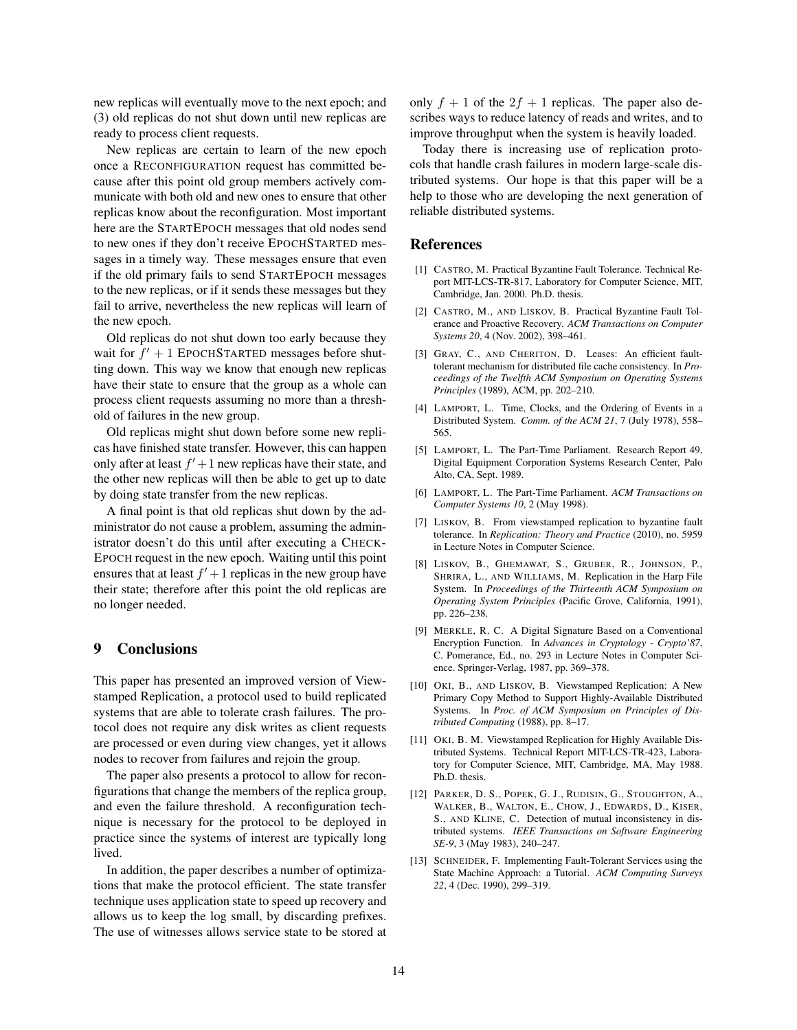new replicas will eventually move to the next epoch; and (3) old replicas do not shut down until new replicas are ready to process client requests.

New replicas are certain to learn of the new epoch once a RECONFIGURATION request has committed because after this point old group members actively communicate with both old and new ones to ensure that other replicas know about the reconfiguration. Most important here are the STARTEPOCH messages that old nodes send to new ones if they don't receive EPOCHSTARTED messages in a timely way. These messages ensure that even if the old primary fails to send STARTEPOCH messages to the new replicas, or if it sends these messages but they fail to arrive, nevertheless the new replicas will learn of the new epoch.

Old replicas do not shut down too early because they wait for $f' + 1$ EPOCHSTARTED messages before shutting down. This way we know that enough new replicas have their state to ensure that the group as a whole can process client requests assuming no more than a threshold of failures in the new group.

Old replicas might shut down before some new replicas have finished state transfer. However, this can happen only after at least $f' + 1$ new replicas have their state, and the other new replicas will then be able to get up to date by doing state transfer from the new replicas.

A final point is that old replicas shut down by the administrator do not cause a problem, assuming the administrator doesn't do this until after executing a CHECKEPOCH request in the new epoch. Waiting until this point ensures that at least $f' + 1$ replicas in the new group have their state; therefore after this point the old replicas are no longer needed.

## 9 Conclusions

This paper has presented an improved version of Viewstamped Replication, a protocol used to build replicated systems that are able to tolerate crash failures. The protocol does not require any disk writes as client requests are processed or even during view changes, yet it allows nodes to recover from failures and rejoin the group.

The paper also presents a protocol to allow for reconfigurations that change the members of the replica group, and even the failure threshold. A reconfiguration technique is necessary for the protocol to be deployed in practice since the systems of interest are typically long lived.

In addition, the paper describes a number of optimizations that make the protocol efficient. The state transfer technique uses application state to speed up recovery and allows us to keep the log small, by discarding prefixes. The use of witnesses allows service state to be stored at only $f + 1$ of the $2f + 1$ replicas. The paper also describes ways to reduce latency of reads and writes, and to improve throughput when the system is heavily loaded.

Today there is increasing use of replication protocols that handle crash failures in modern large-scale distributed systems. Our hope is that this paper will be a help to those who are developing the next generation of reliable distributed systems.

## References

[1] CASTRO, M. Practical Byzantine Fault Tolerance. Technical Report MIT-LCS-TR-817, Laboratory for Computer Science, MIT, Cambridge, Jan. 2000. Ph.D. thesis.

[2] CASTRO, M., AND LISKOV, B. Practical Byzantine Fault Tolerance and Proactive Recovery. *ACM Transactions on Computer Systems 20*, 4 (Nov. 2002), 398–461.

[3] GRAY, C., AND CHERITON, D. Leases: An efficient fault-tolerant mechanism for distributed file cache consistency. In *Proceedings of the Twelfth ACM Symposium on Operating Systems Principles* (1989), ACM, pp. 202–210.

[4] LAMPORT, L. Time, Clocks, and the Ordering of Events in a Distributed System. *Comm. of the ACM 21*, 7 (July 1978), 558–565.

[5] LAMPORT, L. The Part-Time Parliament. Research Report 49, Digital Equipment Corporation Systems Research Center, Palo Alto, CA, Sept. 1989.

[6] LAMPORT, L. The Part-Time Parliament. *ACM Transactions on Computer Systems 10*, 2 (May 1998).

[7] LISKOV, B. From viewstamped replication to byzantine fault tolerance. In *Replication: Theory and Practice* (2010), no. 5959 in Lecture Notes in Computer Science.

[8] LISKOV, B., GHEMAWAT, S., GRUBER, R., JOHNSON, P., SHRIRA, L., AND WILLIAMS, M. Replication in the Harp File System. In *Proceedings of the Thirteenth ACM Symposium on Operating System Principles* (Pacific Grove, California, 1991), pp. 226–238.

[9] MERKLE, R. C. A Digital Signature Based on a Conventional Encryption Function. In *Advances in Cryptology - Crypto'87*, C. Pomerance, Ed., no. 293 in Lecture Notes in Computer Science. Springer-Verlag, 1987, pp. 369–378.

[10] OKI, B., AND LISKOV, B. Viewstamped Replication: A New Primary Copy Method to Support Highly-Available Distributed Systems. In *Proc. of ACM Symposium on Principles of Distributed Computing* (1988), pp. 8–17.

[11] OKI, B. M. Viewstamped Replication for Highly Available Distributed Systems. Technical Report MIT-LCS-TR-423, Laboratory for Computer Science, MIT, Cambridge, MA, May 1988. Ph.D. thesis.

[12] PARKER, D. S., POPEK, G. J., RUDISIN, G., STOUGHTON, A., WALKER, B., WALTON, E., CHOW, J., EDWARDS, D., KISER, S., AND KLINE, C. Detection of mutual inconsistency in distributed systems. *IEEE Transactions on Software Engineering SE-9*, 3 (May 1983), 240–247.

[13] SCHNEIDER, F. Implementing Fault-Tolerant Services using the State Machine Approach: a Tutorial. *ACM Computing Surveys 22*, 4 (Dec. 1990), 299–319.